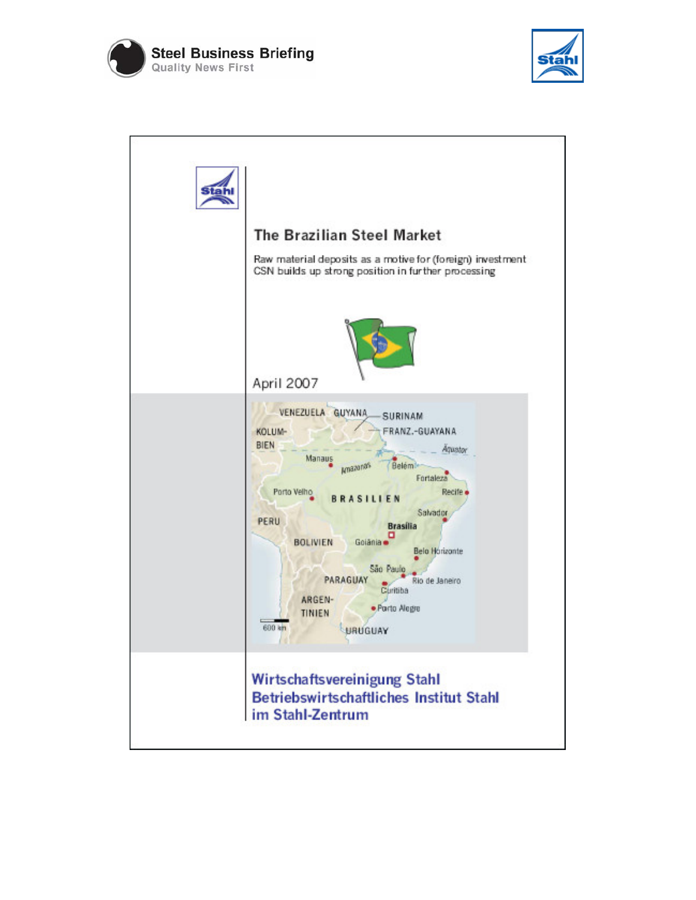Steel Business Briefing
Quality News First

# The Brazilian Steel Market

Raw material deposits as a motive for (foreign) investment
CSN builds up strong position in further processing

April 2007

VENEZUELA GUYANA SURINAM FRANZ.-GUAYANA KOLUMBIEN Äquator Manaus Amazonas Belém Fortaleza Recife Porto Velho BRASILIEN Salvador PERU Brasilia BOLIVIEN Goiânia Belo Horizonte São Paulo PARAGUAY Rio de Janeiro Curitiba ARGENTINIEN Porto Alegre 600 km URUGUAY

**Wirtschaftsvereinigung Stahl**
**Betriebswirtschaftliches Institut Stahl**
**im Stahl-Zentrum**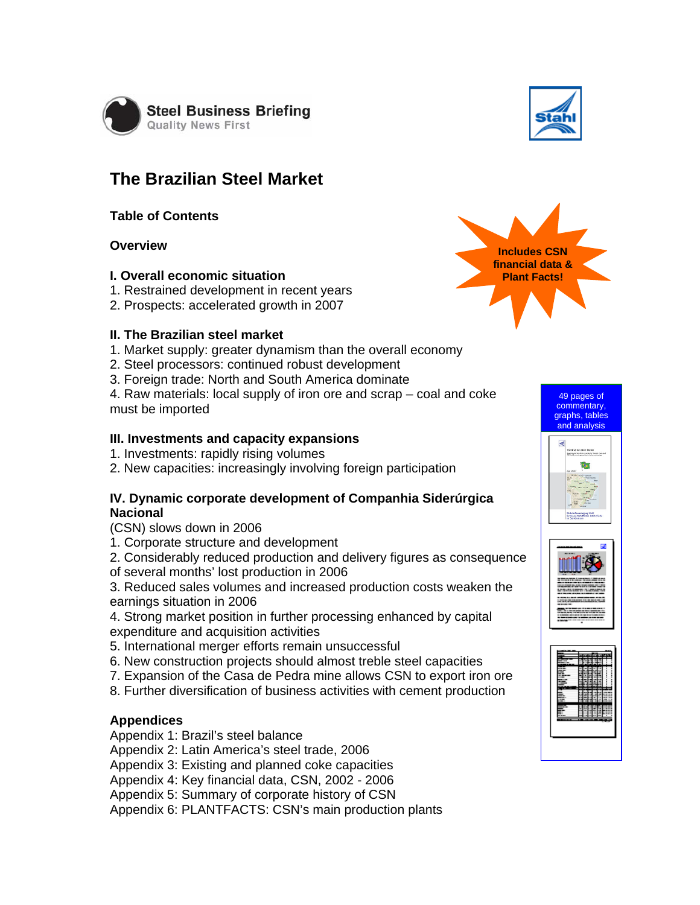Steel Business Briefing
Quality News First

# The Brazilian Steel Market

## Table of Contents

### Overview

### I. Overall economic situation

1. Restrained development in recent years
2. Prospects: accelerated growth in 2007

Includes CSN financial data & Plant Facts!

### II. The Brazilian steel market

1. Market supply: greater dynamism than the overall economy
2. Steel processors: continued robust development
3. Foreign trade: North and South America dominate
4. Raw materials: local supply of iron ore and scrap – coal and coke must be imported

49 pages of commentary, graphs, tables and analysis

### III. Investments and capacity expansions

1. Investments: rapidly rising volumes
2. New capacities: increasingly involving foreign participation

### IV. Dynamic corporate development of Companhia Siderúrgica Nacional

(CSN) slows down in 2006

1. Corporate structure and development
2. Considerably reduced production and delivery figures as consequence of several months' lost production in 2006
3. Reduced sales volumes and increased production costs weaken the earnings situation in 2006
4. Strong market position in further processing enhanced by capital expenditure and acquisition activities
5. International merger efforts remain unsuccessful
6. New construction projects should almost treble steel capacities
7. Expansion of the Casa de Pedra mine allows CSN to export iron ore
8. Further diversification of business activities with cement production

### Appendices

Appendix 1: Brazil's steel balance
Appendix 2: Latin America's steel trade, 2006
Appendix 3: Existing and planned coke capacities
Appendix 4: Key financial data, CSN, 2002 - 2006
Appendix 5: Summary of corporate history of CSN
Appendix 6: PLANTFACTS: CSN's main production plants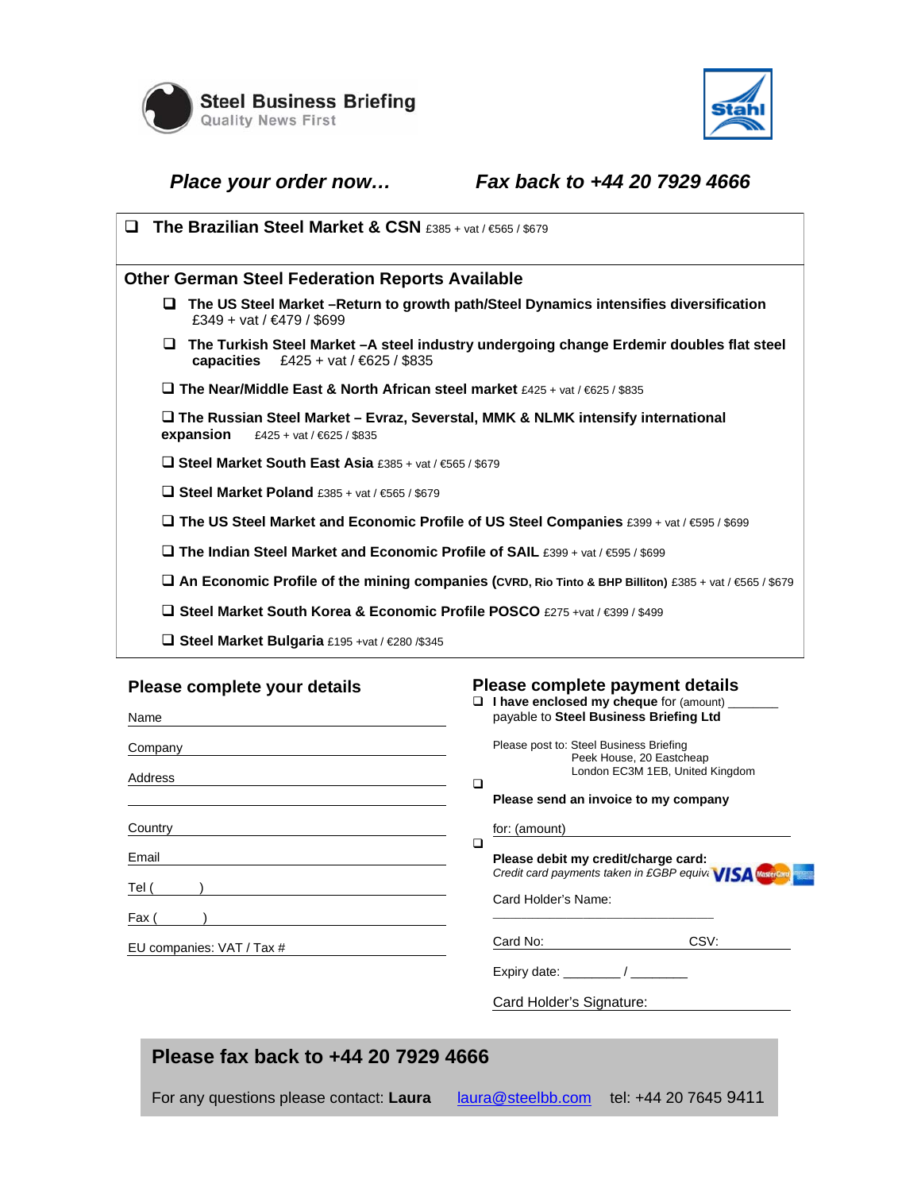**Steel Business Briefing**
Quality News First

Stahl

*Place your order now…* *Fax back to +44 20 7929 4666*

- ❑ **The Brazilian Steel Market & CSN** £385 + vat / €565 / $679

## Other German Steel Federation Reports Available

- ❑ **The US Steel Market –Return to growth path/Steel Dynamics intensifies diversification** £349 + vat / €479 / $699
- ❑ **The Turkish Steel Market –A steel industry undergoing change Erdemir doubles flat steel capacities** £425 + vat / €625 / $835
- ❑ **The Near/Middle East & North African steel market** £425 + vat / €625 / $835
- ❑ **The Russian Steel Market – Evraz, Severstal, MMK & NLMK intensify international expansion** £425 + vat / €625 / $835
- ❑ **Steel Market South East Asia** £385 + vat / €565 / $679
- ❑ **Steel Market Poland** £385 + vat / €565 / $679
- ❑ **The US Steel Market and Economic Profile of US Steel Companies** £399 + vat / €595 / $699
- ❑ **The Indian Steel Market and Economic Profile of SAIL** £399 + vat / €595 / $699
- ❑ **An Economic Profile of the mining companies (CVRD, Rio Tinto & BHP Billiton)** £385 + vat / €565 / $679
- ❑ **Steel Market South Korea & Economic Profile POSCO** £275 +vat / €399 / $499
- ❑ **Steel Market Bulgaria** £195 +vat / €280 /$345

## Please complete your details

Name \_\_\_\_\_\_\_\_\_\_\_\_\_\_\_\_\_\_\_\_

Company \_\_\_\_\_\_\_\_\_\_\_\_\_\_\_\_\_\_\_\_

Address \_\_\_\_\_\_\_\_\_\_\_\_\_\_\_\_\_\_\_\_

\_\_\_\_\_\_\_\_\_\_\_\_\_\_\_\_\_\_\_\_

Country \_\_\_\_\_\_\_\_\_\_\_\_\_\_\_\_\_\_\_\_

Email \_\_\_\_\_\_\_\_\_\_\_\_\_\_\_\_\_\_\_\_

Tel (        ) \_\_\_\_\_\_\_\_\_\_\_\_\_\_\_\_\_\_\_\_

Fax (        ) \_\_\_\_\_\_\_\_\_\_\_\_\_\_\_\_\_\_\_\_

EU companies: VAT / Tax # \_\_\_\_\_\_\_\_\_\_\_\_\_\_\_\_\_\_\_\_

## Please complete payment details

❑ **I have enclosed my cheque** for (amount) \_\_\_\_\_\_\_
payable to **Steel Business Briefing Ltd**

Please post to: Steel Business Briefing
Peek House, 20 Eastcheap
London EC3M 1EB, United Kingdom

❑ **Please send an invoice to my company**

for: (amount) \_\_\_\_\_\_\_\_\_\_\_\_\_\_\_\_\_\_\_\_

❑ **Please debit my credit/charge card:**
*Credit card payments taken in £GBP equiva*

Card Holder's Name:

\_\_\_\_\_\_\_\_\_\_\_\_\_\_\_\_\_\_\_\_

Card No: \_\_\_\_\_\_\_\_\_\_\_\_\_\_\_\_\_\_\_\_ CSV: \_\_\_\_\_\_\_\_

Expiry date: \_\_\_\_\_\_\_\_ / \_\_\_\_\_\_\_\_

Card Holder's Signature: \_\_\_\_\_\_\_\_\_\_\_\_\_\_\_\_\_\_\_\_

## Please fax back to +44 20 7929 4666

For any questions please contact: **Laura** laura@steelbb.com tel: +44 20 7645 9411